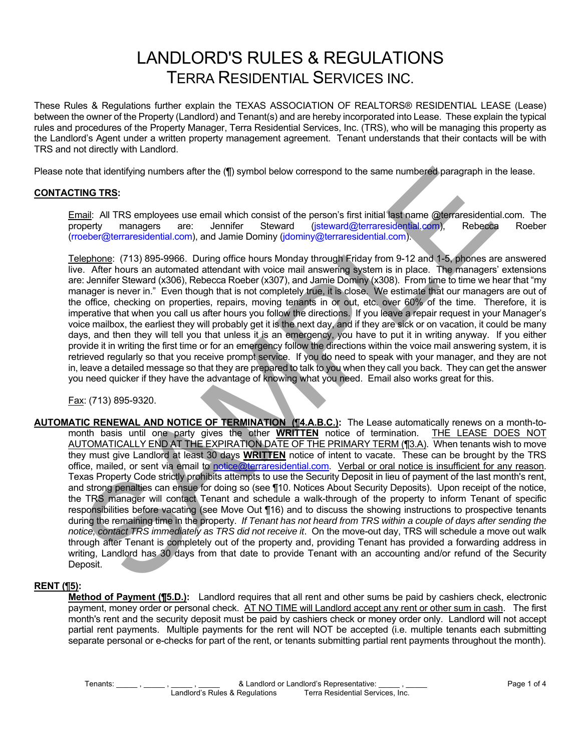# LANDLORD'S RULES & REGULATIONS

## TERRA RESIDENTIAL SERVICES INC.

These Rules & Regulations further explain the TEXAS ASSOCIATION OF REALTORS® RESIDENTIAL LEASE (Lease) between the owner of the Property (Landlord) and Tenant(s) and are hereby incorporated into Lease. These explain the typical rules and procedures of the Property Manager, Terra Residential Services, Inc. (TRS), who will be managing this property as the Landlord's Agent under a written property management agreement. Tenant understands that their contacts will be with TRS and not directly with Landlord.

Please note that identifying numbers after the (¶) symbol below correspond to the same numbered paragraph in the lease.

**CONTACTING TRS:**

Email: All TRS employees use email which consist of the person's first initial last name @terraresidential.com. The property managers are: Jennifer Steward (jsteward@terraresidential.com), Rebecca Roeber (rroeber@terraresidential.com), and Jamie Dominy (jdominy@terraresidential.com).

Telephone: (713) 895-9966. During office hours Monday through Friday from 9-12 and 1-5, phones are answered live. After hours an automated attendant with voice mail answering system is in place. The managers' extensions are: Jennifer Steward (x306), Rebecca Roeber (x307), and Jamie Dominy (x308). From time to time we hear that "my manager is never in." Even though that is not completely true, it is close. We estimate that our managers are out of the office, checking on properties, repairs, moving tenants in or out, etc. over 60% of the time. Therefore, it is imperative that when you call us after hours you follow the directions. If you leave a repair request in your Manager's voice mailbox, the earliest they will probably get it is the next day, and if they are sick or on vacation, it could be many days, and then they will tell you that unless it is an emergency, you have to put it in writing anyway. If you either provide it in writing the first time or for an emergency follow the directions within the voice mail answering system, it is retrieved regularly so that you receive prompt service. If you do need to speak with your manager, and they are not in, leave a detailed message so that they are prepared to talk to you when they call you back. They can get the answer you need quicker if they have the advantage of knowing what you need. Email also works great for this.

Fax: (713) 895-9320.

**AUTOMATIC RENEWAL AND NOTICE OF TERMINATION (¶4.A.B.C.):** The Lease automatically renews on a month-to-month basis until one party gives the other **WRITTEN** notice of termination. THE LEASE DOES NOT AUTOMATICALLY END AT THE EXPIRATION DATE OF THE PRIMARY TERM (¶3.A). When tenants wish to move they must give Landlord at least 30 days **WRITTEN** notice of intent to vacate. These can be brought by the TRS office, mailed, or sent via email to notice@terraresidential.com. Verbal or oral notice is insufficient for any reason. Texas Property Code strictly prohibits attempts to use the Security Deposit in lieu of payment of the last month's rent, and strong penalties can ensue for doing so (see ¶10. Notices About Security Deposits). Upon receipt of the notice, the TRS manager will contact Tenant and schedule a walk-through of the property to inform Tenant of specific responsibilities before vacating (see Move Out ¶16) and to discuss the showing instructions to prospective tenants during the remaining time in the property. *If Tenant has not heard from TRS within a couple of days after sending the notice, contact TRS immediately as TRS did not receive it*. On the move-out day, TRS will schedule a move out walk through after Tenant is completely out of the property and, providing Tenant has provided a forwarding address in writing, Landlord has 30 days from that date to provide Tenant with an accounting and/or refund of the Security Deposit.

**RENT (¶5):**

**Method of Payment (¶5.D.):** Landlord requires that all rent and other sums be paid by cashiers check, electronic payment, money order or personal check. AT NO TIME will Landlord accept any rent or other sum in cash. The first month's rent and the security deposit must be paid by cashiers check or money order only. Landlord will not accept partial rent payments. Multiple payments for the rent will NOT be accepted (i.e. multiple tenants each submitting separate personal or e-checks for part of the rent, or tenants submitting partial rent payments throughout the month).

Tenants: _____ , _____ , _____ , _____ & Landlord or Landlord's Representative: _____ , _____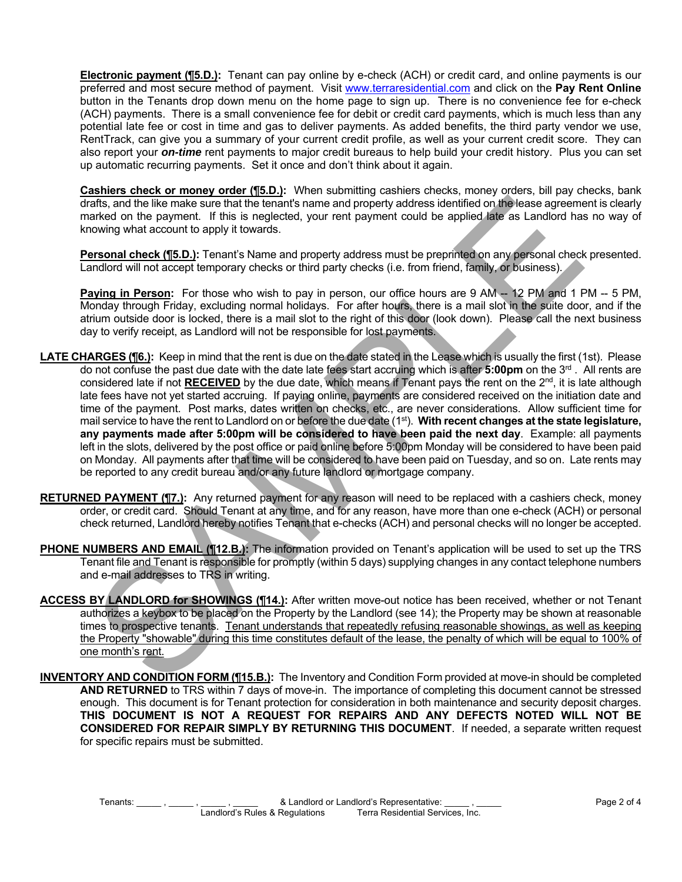**Electronic payment (¶5.D.):** Tenant can pay online by e-check (ACH) or credit card, and online payments is our preferred and most secure method of payment. Visit www.terraresidential.com and click on the **Pay Rent Online** button in the Tenants drop down menu on the home page to sign up. There is no convenience fee for e-check (ACH) payments. There is a small convenience fee for debit or credit card payments, which is much less than any potential late fee or cost in time and gas to deliver payments. As added benefits, the third party vendor we use, RentTrack, can give you a summary of your current credit profile, as well as your current credit score. They can also report your ***on-time*** rent payments to major credit bureaus to help build your credit history. Plus you can set up automatic recurring payments. Set it once and don't think about it again.

**Cashiers check or money order (¶5.D.):** When submitting cashiers checks, money orders, bill pay checks, bank drafts, and the like make sure that the tenant's name and property address identified on the lease agreement is clearly marked on the payment. If this is neglected, your rent payment could be applied late as Landlord has no way of knowing what account to apply it towards.

**Personal check (¶5.D.):** Tenant's Name and property address must be preprinted on any personal check presented. Landlord will not accept temporary checks or third party checks (i.e. from friend, family, or business).

**Paying in Person:** For those who wish to pay in person, our office hours are 9 AM -- 12 PM and 1 PM -- 5 PM, Monday through Friday, excluding normal holidays. For after hours, there is a mail slot in the suite door, and if the atrium outside door is locked, there is a mail slot to the right of this door (look down). Please call the next business day to verify receipt, as Landlord will not be responsible for lost payments.

**LATE CHARGES (¶6.):** Keep in mind that the rent is due on the date stated in the Lease which is usually the first (1st). Please do not confuse the past due date with the date late fees start accruing which is after **5:00pm** on the 3rd . All rents are considered late if not **RECEIVED** by the due date, which means if Tenant pays the rent on the 2nd, it is late although late fees have not yet started accruing. If paying online, payments are considered received on the initiation date and time of the payment. Post marks, dates written on checks, etc., are never considerations. Allow sufficient time for mail service to have the rent to Landlord on or before the due date (1st). **With recent changes at the state legislature, any payments made after 5:00pm will be considered to have been paid the next day**. Example: all payments left in the slots, delivered by the post office or paid online before 5:00pm Monday will be considered to have been paid on Monday. All payments after that time will be considered to have been paid on Tuesday, and so on. Late rents may be reported to any credit bureau and/or any future landlord or mortgage company.

**RETURNED PAYMENT (¶7.):** Any returned payment for any reason will need to be replaced with a cashiers check, money order, or credit card. Should Tenant at any time, and for any reason, have more than one e-check (ACH) or personal check returned, Landlord hereby notifies Tenant that e-checks (ACH) and personal checks will no longer be accepted.

**PHONE NUMBERS AND EMAIL (¶12.B.):** The information provided on Tenant's application will be used to set up the TRS Tenant file and Tenant is responsible for promptly (within 5 days) supplying changes in any contact telephone numbers and e-mail addresses to TRS in writing.

**ACCESS BY LANDLORD for SHOWINGS (¶14.):** After written move-out notice has been received, whether or not Tenant authorizes a keybox to be placed on the Property by the Landlord (see 14); the Property may be shown at reasonable times to prospective tenants. Tenant understands that repeatedly refusing reasonable showings, as well as keeping the Property "showable" during this time constitutes default of the lease, the penalty of which will be equal to 100% of one month's rent.

**INVENTORY AND CONDITION FORM (¶15.B.):** The Inventory and Condition Form provided at move-in should be completed **AND RETURNED** to TRS within 7 days of move-in. The importance of completing this document cannot be stressed enough. This document is for Tenant protection for consideration in both maintenance and security deposit charges. **THIS DOCUMENT IS NOT A REQUEST FOR REPAIRS AND ANY DEFECTS NOTED WILL NOT BE CONSIDERED FOR REPAIR SIMPLY BY RETURNING THIS DOCUMENT**. If needed, a separate written request for specific repairs must be submitted.

Tenants: _____ , _____ , _____ , _____ & Landlord or Landlord's Representative: _____ , _____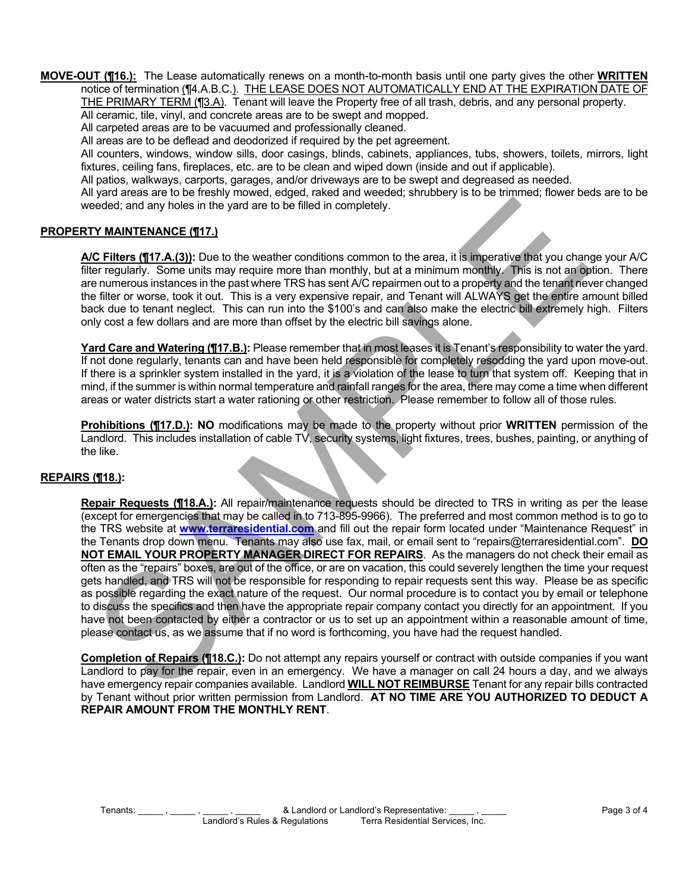**MOVE-OUT (¶16.):** The Lease automatically renews on a month-to-month basis until one party gives the other **WRITTEN** notice of termination (¶4.A.B.C.). THE LEASE DOES NOT AUTOMATICALLY END AT THE EXPIRATION DATE OF THE PRIMARY TERM (¶3.A). Tenant will leave the Property free of all trash, debris, and any personal property.

All ceramic, tile, vinyl, and concrete areas are to be swept and mopped.

All carpeted areas are to be vacuumed and professionally cleaned.

All areas are to be deflead and deodorized if required by the pet agreement.

All counters, windows, window sills, door casings, blinds, cabinets, appliances, tubs, showers, toilets, mirrors, light fixtures, ceiling fans, fireplaces, etc. are to be clean and wiped down (inside and out if applicable).

All patios, walkways, carports, garages, and/or driveways are to be swept and degreased as needed.

All yard areas are to be freshly mowed, edged, raked and weeded; shrubbery is to be trimmed; flower beds are to be weeded; and any holes in the yard are to be filled in completely.

**PROPERTY MAINTENANCE (¶17.)**

**A/C Filters (¶17.A.(3)):** Due to the weather conditions common to the area, it is imperative that you change your A/C filter regularly. Some units may require more than monthly, but at a minimum monthly. This is not an option. There are numerous instances in the past where TRS has sent A/C repairmen out to a property and the tenant never changed the filter or worse, took it out. This is a very expensive repair, and Tenant will ALWAYS get the entire amount billed back due to tenant neglect. This can run into the $100's and can also make the electric bill extremely high. Filters only cost a few dollars and are more than offset by the electric bill savings alone.

**Yard Care and Watering (¶17.B.):** Please remember that in most leases it is Tenant's responsibility to water the yard. If not done regularly, tenants can and have been held responsible for completely resodding the yard upon move-out. If there is a sprinkler system installed in the yard, it is a violation of the lease to turn that system off. Keeping that in mind, if the summer is within normal temperature and rainfall ranges for the area, there may come a time when different areas or water districts start a water rationing or other restriction. Please remember to follow all of those rules.

**Prohibitions (¶17.D.): NO** modifications may be made to the property without prior **WRITTEN** permission of the Landlord. This includes installation of cable TV, security systems, light fixtures, trees, bushes, painting, or anything of the like.

**REPAIRS (¶18.):**

**Repair Requests (¶18.A.):** All repair/maintenance requests should be directed to TRS in writing as per the lease (except for emergencies that may be called in to 713-895-9966). The preferred and most common method is to go to the TRS website at **www.terraresidential.com** and fill out the repair form located under "Maintenance Request" in the Tenants drop down menu. Tenants may also use fax, mail, or email sent to "repairs@terraresidential.com". **DO NOT EMAIL YOUR PROPERTY MANAGER DIRECT FOR REPAIRS**. As the managers do not check their email as often as the "repairs" boxes, are out of the office, or are on vacation, this could severely lengthen the time your request gets handled, and TRS will not be responsible for responding to repair requests sent this way. Please be as specific as possible regarding the exact nature of the request. Our normal procedure is to contact you by email or telephone to discuss the specifics and then have the appropriate repair company contact you directly for an appointment. If you have not been contacted by either a contractor or us to set up an appointment within a reasonable amount of time, please contact us, as we assume that if no word is forthcoming, you have had the request handled.

**Completion of Repairs (¶18.C.):** Do not attempt any repairs yourself or contract with outside companies if you want Landlord to pay for the repair, even in an emergency. We have a manager on call 24 hours a day, and we always have emergency repair companies available. Landlord **WILL NOT REIMBURSE** Tenant for any repair bills contracted by Tenant without prior written permission from Landlord. **AT NO TIME ARE YOU AUTHORIZED TO DEDUCT A REPAIR AMOUNT FROM THE MONTHLY RENT**.

Tenants: _____ , _____ , _____ , _____ & Landlord or Landlord's Representative: _____ , _____
Landlord's Rules & Regulations Terra Residential Services, Inc.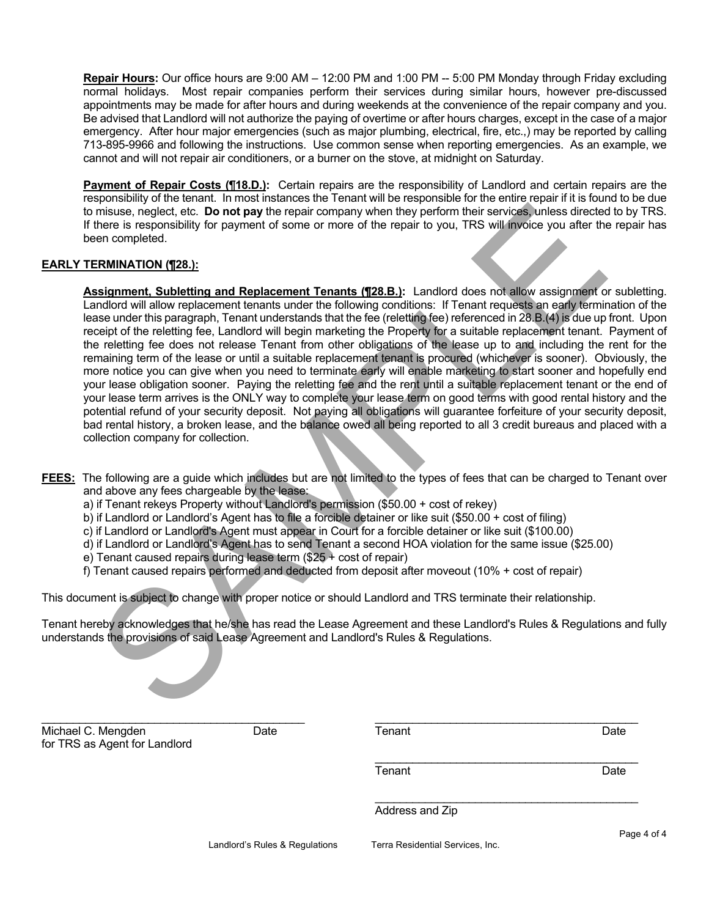**Repair Hours:** Our office hours are 9:00 AM – 12:00 PM and 1:00 PM -- 5:00 PM Monday through Friday excluding normal holidays. Most repair companies perform their services during similar hours, however pre-discussed appointments may be made for after hours and during weekends at the convenience of the repair company and you. Be advised that Landlord will not authorize the paying of overtime or after hours charges, except in the case of a major emergency. After hour major emergencies (such as major plumbing, electrical, fire, etc.,) may be reported by calling 713-895-9966 and following the instructions. Use common sense when reporting emergencies. As an example, we cannot and will not repair air conditioners, or a burner on the stove, at midnight on Saturday.

**Payment of Repair Costs (¶18.D.):** Certain repairs are the responsibility of Landlord and certain repairs are the responsibility of the tenant. In most instances the Tenant will be responsible for the entire repair if it is found to be due to misuse, neglect, etc. **Do not pay** the repair company when they perform their services, unless directed to by TRS. If there is responsibility for payment of some or more of the repair to you, TRS will invoice you after the repair has been completed.

**EARLY TERMINATION (¶28.):**

**Assignment, Subletting and Replacement Tenants (¶28.B.):** Landlord does not allow assignment or subletting. Landlord will allow replacement tenants under the following conditions: If Tenant requests an early termination of the lease under this paragraph, Tenant understands that the fee (reletting fee) referenced in 28.B.(4) is due up front. Upon receipt of the reletting fee, Landlord will begin marketing the Property for a suitable replacement tenant. Payment of the reletting fee does not release Tenant from other obligations of the lease up to and including the rent for the remaining term of the lease or until a suitable replacement tenant is procured (whichever is sooner). Obviously, the more notice you can give when you need to terminate early will enable marketing to start sooner and hopefully end your lease obligation sooner. Paying the reletting fee and the rent until a suitable replacement tenant or the end of your lease term arrives is the ONLY way to complete your lease term on good terms with good rental history and the potential refund of your security deposit. Not paying all obligations will guarantee forfeiture of your security deposit, bad rental history, a broken lease, and the balance owed all being reported to all 3 credit bureaus and placed with a collection company for collection.

**FEES:** The following are a guide which includes but are not limited to the types of fees that can be charged to Tenant over and above any fees chargeable by the lease:

a) if Tenant rekeys Property without Landlord's permission ($50.00 + cost of rekey)
b) if Landlord or Landlord's Agent has to file a forcible detainer or like suit ($50.00 + cost of filing)
c) if Landlord or Landlord's Agent must appear in Court for a forcible detainer or like suit ($100.00)
d) if Landlord or Landlord's Agent has to send Tenant a second HOA violation for the same issue ($25.00)
e) Tenant caused repairs during lease term ($25 + cost of repair)
f) Tenant caused repairs performed and deducted from deposit after moveout (10% + cost of repair)

This document is subject to change with proper notice or should Landlord and TRS terminate their relationship.

Tenant hereby acknowledges that he/she has read the Lease Agreement and these Landlord's Rules & Regulations and fully understands the provisions of said Lease Agreement and Landlord's Rules & Regulations.

\_\_\_\_\_\_\_\_\_\_\_\_\_\_\_\_\_\_\_\_\_\_\_\_\_\_\_\_\_\_\_\_\_\_\_\_\_\_\_\_
Michael C. Mengden Date
for TRS as Agent for Landlord

\_\_\_\_\_\_\_\_\_\_\_\_\_\_\_\_\_\_\_\_\_\_\_\_\_\_\_\_\_\_\_\_\_\_\_\_\_\_\_\_
Tenant Date

\_\_\_\_\_\_\_\_\_\_\_\_\_\_\_\_\_\_\_\_\_\_\_\_\_\_\_\_\_\_\_\_\_\_\_\_\_\_\_\_
Tenant Date

\_\_\_\_\_\_\_\_\_\_\_\_\_\_\_\_\_\_\_\_\_\_\_\_\_\_\_\_\_\_\_\_\_\_\_\_\_\_\_\_
Address and Zip